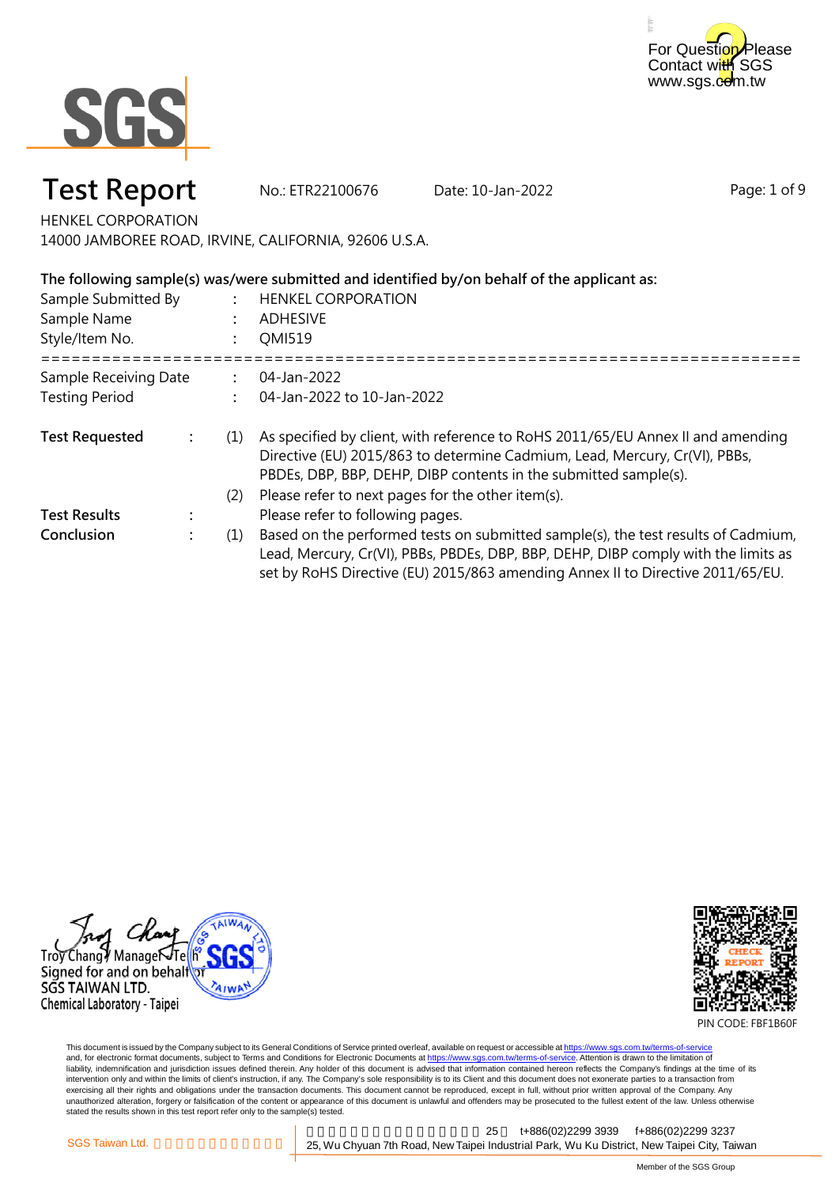For Question Please Contact with SGS
www.sgs.com.tw

# Test Report

No.: ETR22100676    Date: 10-Jan-2022

HENKEL CORPORATION
14000 JAMBOREE ROAD, IRVINE, CALIFORNIA, 92606 U.S.A.

**The following sample(s) was/were submitted and identified by/on behalf of the applicant as:**

Sample Submitted By : HENKEL CORPORATION
Sample Name : ADHESIVE
Style/Item No. : QMI519

==========================================================================

Sample Receiving Date : 04-Jan-2022
Testing Period : 04-Jan-2022 to 10-Jan-2022

**Test Requested** :
(1) As specified by client, with reference to RoHS 2011/65/EU Annex II and amending Directive (EU) 2015/863 to determine Cadmium, Lead, Mercury, Cr(VI), PBBs, PBDEs, DBP, BBP, DEHP, DIBP contents in the submitted sample(s).
(2) Please refer to next pages for the other item(s).

**Test Results** : Please refer to following pages.

**Conclusion** :
(1) Based on the performed tests on submitted sample(s), the test results of Cadmium, Lead, Mercury, Cr(VI), PBBs, PBDEs, DBP, BBP, DEHP, DIBP comply with the limits as set by RoHS Directive (EU) 2015/863 amending Annex II to Directive 2011/65/EU.

Troy Chang / Manager / Tech
Signed for and on behalf of
SGS TAIWAN LTD.
Chemical Laboratory - Taipei

CHECK REPORT
PIN CODE: FBF1B60F

This document is issued by the Company subject to its General Conditions of Service printed overleaf, available on request or accessible at https://www.sgs.com.tw/terms-of-service and, for electronic format documents, subject to Terms and Conditions for Electronic Documents at https://www.sgs.com.tw/terms-of-service. Attention is drawn to the limitation of liability, indemnification and jurisdiction issues defined therein. Any holder of this document is advised that information contained hereon reflects the Company's findings at the time of its intervention only and within the limits of client's instruction, if any. The Company's sole responsibility is to its Client and this document does not exonerate parties to a transaction from exercising all their rights and obligations under the transaction documents. This document cannot be reproduced, except in full, without prior written approval of the Company. Any unauthorized alteration, forgery or falsification of the content or appearance of this document is unlawful and offenders may be prosecuted to the fullest extent of the law. Unless otherwise stated the results shown in this test report refer only to the sample(s) tested.

SGS Taiwan Ltd. | 25 t+886(02)2299 3939 f+886(02)2299 3237
25, Wu Chyuan 7th Road, New Taipei Industrial Park, Wu Ku District, New Taipei City, Taiwan

Member of the SGS Group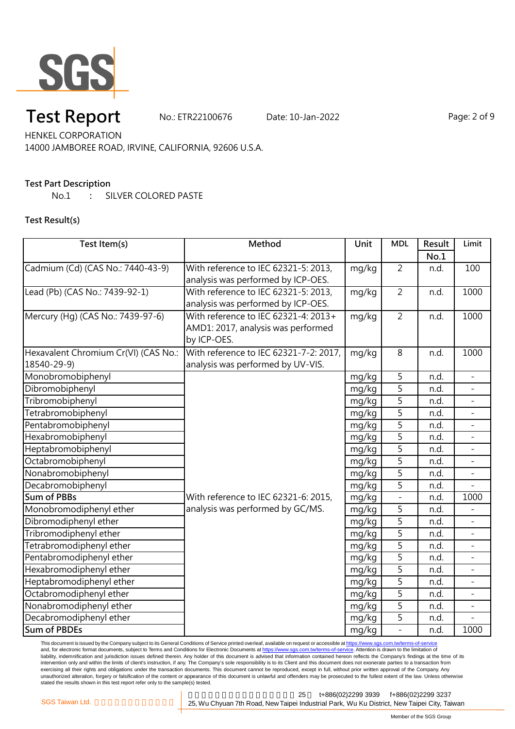# Test Report

No.: ETR22100676    Date: 10-Jan-2022

HENKEL CORPORATION
14000 JAMBOREE ROAD, IRVINE, CALIFORNIA, 92606 U.S.A.

**Test Part Description**

No.1 : SILVER COLORED PASTE

**Test Result(s)**

| Test Item(s) | Method | Unit | MDL | Result No.1 | Limit |
|---|---|---|---|---|---|
| Cadmium (Cd) (CAS No.: 7440-43-9) | With reference to IEC 62321-5: 2013, analysis was performed by ICP-OES. | mg/kg | 2 | n.d. | 100 |
| Lead (Pb) (CAS No.: 7439-92-1) | With reference to IEC 62321-5: 2013, analysis was performed by ICP-OES. | mg/kg | 2 | n.d. | 1000 |
| Mercury (Hg) (CAS No.: 7439-97-6) | With reference to IEC 62321-4: 2013+ AMD1: 2017, analysis was performed by ICP-OES. | mg/kg | 2 | n.d. | 1000 |
| Hexavalent Chromium Cr(VI) (CAS No.: 18540-29-9) | With reference to IEC 62321-7-2: 2017, analysis was performed by UV-VIS. | mg/kg | 8 | n.d. | 1000 |
| Monobromobiphenyl | With reference to IEC 62321-6: 2015, analysis was performed by GC/MS. | mg/kg | 5 | n.d. | - |
| Dibromobiphenyl | | mg/kg | 5 | n.d. | - |
| Tribromobiphenyl | | mg/kg | 5 | n.d. | - |
| Tetrabromobiphenyl | | mg/kg | 5 | n.d. | - |
| Pentabromobiphenyl | | mg/kg | 5 | n.d. | - |
| Hexabromobiphenyl | | mg/kg | 5 | n.d. | - |
| Heptabromobiphenyl | | mg/kg | 5 | n.d. | - |
| Octabromobiphenyl | | mg/kg | 5 | n.d. | - |
| Nonabromobiphenyl | | mg/kg | 5 | n.d. | - |
| Decabromobiphenyl | | mg/kg | 5 | n.d. | - |
| **Sum of PBBs** | | mg/kg | - | n.d. | 1000 |
| Monobromodiphenyl ether | | mg/kg | 5 | n.d. | - |
| Dibromodiphenyl ether | | mg/kg | 5 | n.d. | - |
| Tribromodiphenyl ether | | mg/kg | 5 | n.d. | - |
| Tetrabromodiphenyl ether | | mg/kg | 5 | n.d. | - |
| Pentabromodiphenyl ether | | mg/kg | 5 | n.d. | - |
| Hexabromodiphenyl ether | | mg/kg | 5 | n.d. | - |
| Heptabromodiphenyl ether | | mg/kg | 5 | n.d. | - |
| Octabromodiphenyl ether | | mg/kg | 5 | n.d. | - |
| Nonabromodiphenyl ether | | mg/kg | 5 | n.d. | - |
| Decabromodiphenyl ether | | mg/kg | 5 | n.d. | - |
| **Sum of PBDEs** | | mg/kg | - | n.d. | 1000 |

This document is issued by the Company subject to its General Conditions of Service printed overleaf, available on request or accessible at https://www.sgs.com.tw/terms-of-service and, for electronic format documents, subject to Terms and Conditions for Electronic Documents at https://www.sgs.com.tw/terms-of-service. Attention is drawn to the limitation of liability, indemnification and jurisdiction issues defined therein. Any holder of this document is advised that information contained hereon reflects the Company's findings at the time of its intervention only and within the limits of client's instruction, if any. The Company's sole responsibility is to its Client and this document does not exonerate parties to a transaction from exercising all their rights and obligations under the transaction documents. This document cannot be reproduced, except in full, without prior written approval of the Company. Any unauthorized alteration, forgery or falsification of the content or appearance of this document is unlawful and offenders may be prosecuted to the fullest extent of the law. Unless otherwise stated the results shown in this test report refer only to the sample(s) tested.

SGS Taiwan Ltd. | 25, Wu Chyuan 7th Road, New Taipei Industrial Park, Wu Ku District, New Taipei City, Taiwan | t+886(02)2299 3939 f+886(02)2299 3237

Member of the SGS Group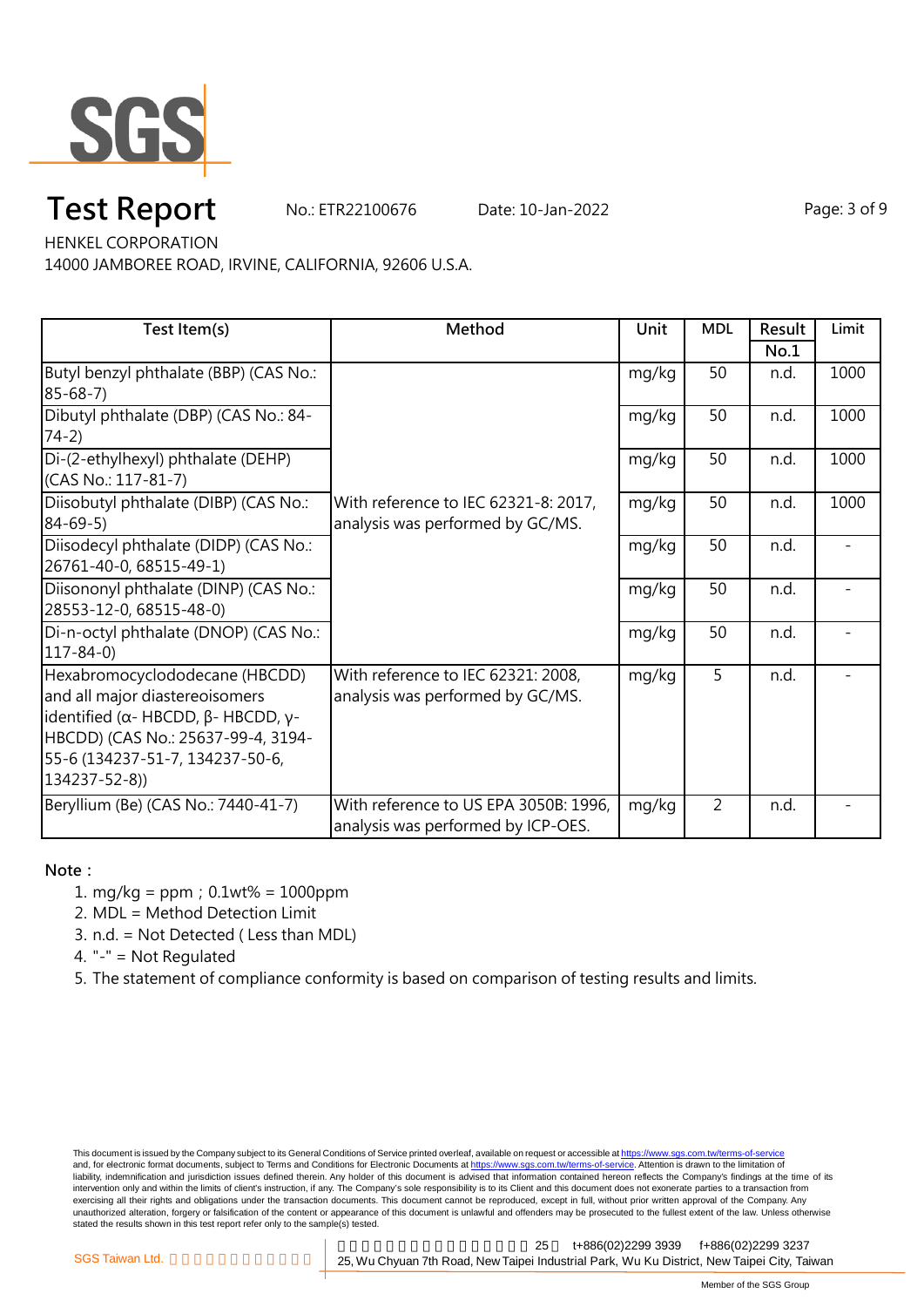# Test Report

No.: ETR22100676 Date: 10-Jan-2022

HENKEL CORPORATION

14000 JAMBOREE ROAD, IRVINE, CALIFORNIA, 92606 U.S.A.

| Test Item(s) | Method | Unit | MDL | Result No.1 | Limit |
|---|---|---|---|---|---|
| Butyl benzyl phthalate (BBP) (CAS No.: 85-68-7) | With reference to IEC 62321-8: 2017, analysis was performed by GC/MS. | mg/kg | 50 | n.d. | 1000 |
| Dibutyl phthalate (DBP) (CAS No.: 84-74-2) | | mg/kg | 50 | n.d. | 1000 |
| Di-(2-ethylhexyl) phthalate (DEHP) (CAS No.: 117-81-7) | | mg/kg | 50 | n.d. | 1000 |
| Diisobutyl phthalate (DIBP) (CAS No.: 84-69-5) | | mg/kg | 50 | n.d. | 1000 |
| Diisodecyl phthalate (DIDP) (CAS No.: 26761-40-0, 68515-49-1) | | mg/kg | 50 | n.d. | - |
| Diisononyl phthalate (DINP) (CAS No.: 28553-12-0, 68515-48-0) | | mg/kg | 50 | n.d. | - |
| Di-n-octyl phthalate (DNOP) (CAS No.: 117-84-0) | | mg/kg | 50 | n.d. | - |
| Hexabromocyclododecane (HBCDD) and all major diastereoisomers identified (α- HBCDD, β- HBCDD, γ-HBCDD) (CAS No.: 25637-99-4, 3194-55-6 (134237-51-7, 134237-50-6, 134237-52-8)) | With reference to IEC 62321: 2008, analysis was performed by GC/MS. | mg/kg | 5 | n.d. | - |
| Beryllium (Be) (CAS No.: 7440-41-7) | With reference to US EPA 3050B: 1996, analysis was performed by ICP-OES. | mg/kg | 2 | n.d. | - |

**Note：**

1. mg/kg = ppm；0.1wt% = 1000ppm
2. MDL = Method Detection Limit
3. n.d. = Not Detected ( Less than MDL)
4. "-" = Not Regulated
5. The statement of compliance conformity is based on comparison of testing results and limits.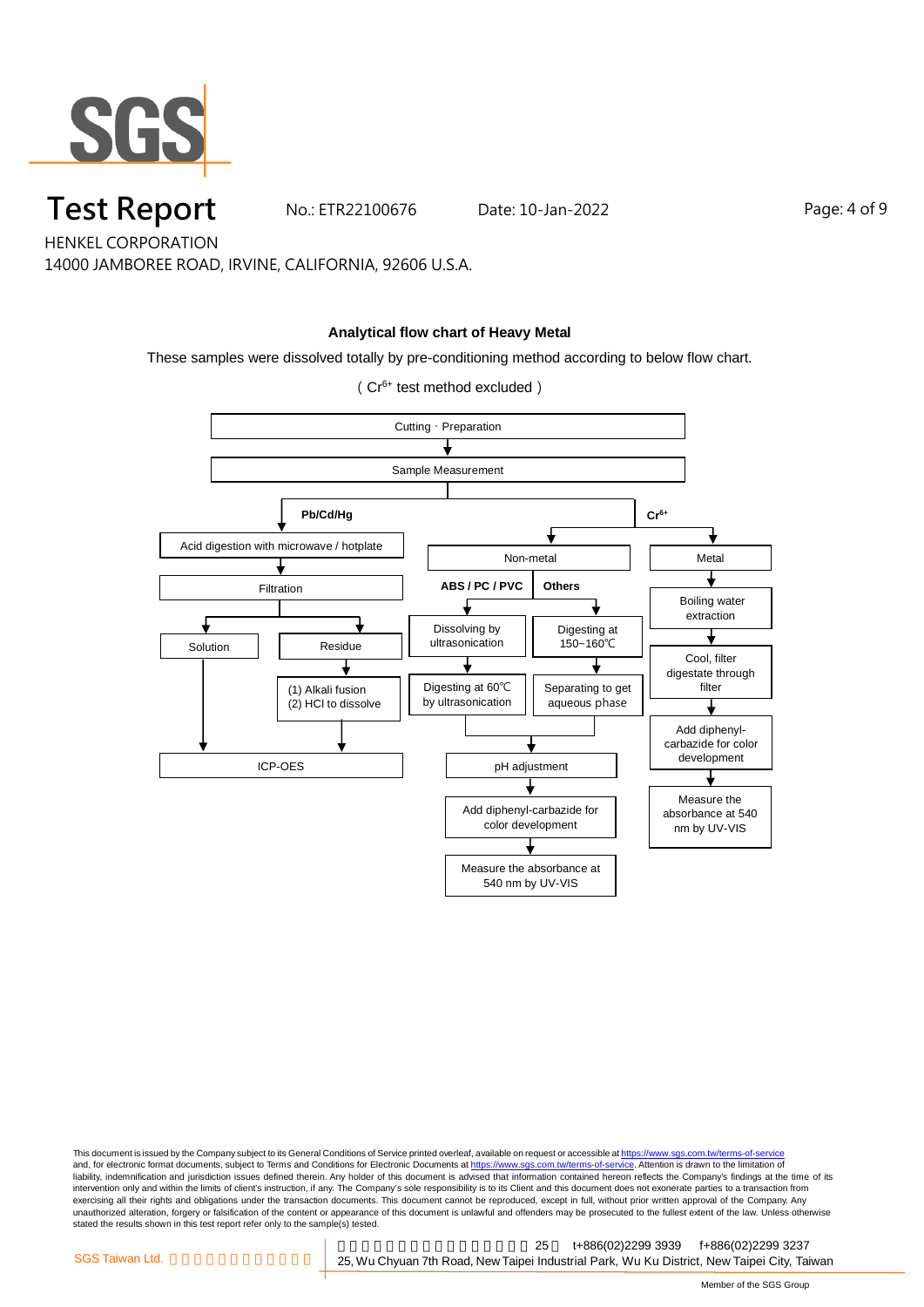# Test Report

No.: ETR22100676 Date: 10-Jan-2022

HENKEL CORPORATION
14000 JAMBOREE ROAD, IRVINE, CALIFORNIA, 92606 U.S.A.

**Analytical flow chart of Heavy Metal**

These samples were dissolved totally by pre-conditioning method according to below flow chart.

( $Cr^{6+}$ test method excluded )

Cutting、Preparation
↓
Sample Measurement

**Pb/Cd/Hg**
- Acid digestion with microwave / hotplate
- ↓ Filtration
  - Solution → ICP-OES
  - Residue → (1) Alkali fusion (2) HCl to dissolve → ICP-OES

**$Cr^{6+}$**
- Non-metal
  - **ABS / PC / PVC**: Dissolving by ultrasonication → Digesting at 60℃ by ultrasonication
  - **Others**: Digesting at 150~160℃ → Separating to get aqueous phase
  - → pH adjustment → Add diphenyl-carbazide for color development → Measure the absorbance at 540 nm by UV-VIS
- Metal
  - Boiling water extraction → Cool, filter digestate through filter → Add diphenyl-carbazide for color development → Measure the absorbance at 540 nm by UV-VIS

This document is issued by the Company subject to its General Conditions of Service printed overleaf, available on request or accessible at https://www.sgs.com.tw/terms-of-service and, for electronic format documents, subject to Terms and Conditions for Electronic Documents at https://www.sgs.com.tw/terms-of-service. Attention is drawn to the limitation of liability, indemnification and jurisdiction issues defined therein. Any holder of this document is advised that information contained hereon reflects the Company's findings at the time of its intervention only and within the limits of client's instruction, if any. The Company's sole responsibility is to its Client and this document does not exonerate parties to a transaction from exercising all their rights and obligations under the transaction documents. This document cannot be reproduced, except in full, without prior written approval of the Company. Any unauthorized alteration, forgery or falsification of the content or appearance of this document is unlawful and offenders may be prosecuted to the fullest extent of the law. Unless otherwise stated the results shown in this test report refer only to the sample(s) tested.

SGS Taiwan Ltd. | 25, Wu Chyuan 7th Road, New Taipei Industrial Park, Wu Ku District, New Taipei City, Taiwan | t+886(02)2299 3939 | f+886(02)2299 3237

Member of the SGS Group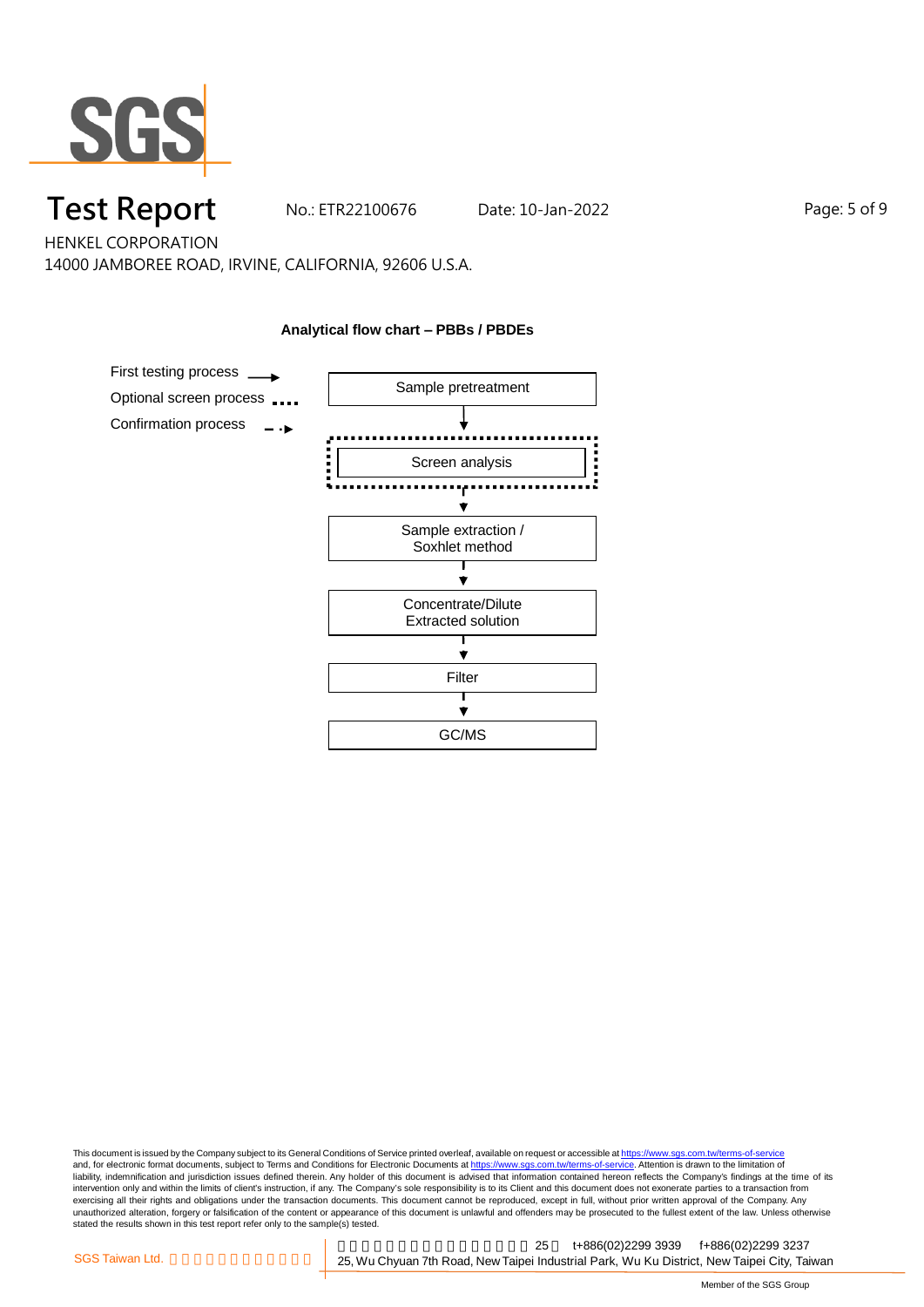# Test Report

No.: ETR22100676 Date: 10-Jan-2022

HENKEL CORPORATION
14000 JAMBOREE ROAD, IRVINE, CALIFORNIA, 92606 U.S.A.

**Analytical flow chart – PBBs / PBDEs**

First testing process →
Optional screen process ....
Confirmation process - ·▸

Sample pretreatment
↓
Screen analysis
↓
Sample extraction / Soxhlet method
↓
Concentrate/Dilute Extracted solution
↓
Filter
↓
GC/MS

This document is issued by the Company subject to its General Conditions of Service printed overleaf, available on request or accessible at https://www.sgs.com.tw/terms-of-service and, for electronic format documents, subject to Terms and Conditions for Electronic Documents at https://www.sgs.com.tw/terms-of-service. Attention is drawn to the limitation of liability, indemnification and jurisdiction issues defined therein. Any holder of this document is advised that information contained hereon reflects the Company's findings at the time of its intervention only and within the limits of client's instruction, if any. The Company's sole responsibility is to its Client and this document does not exonerate parties to a transaction from exercising all their rights and obligations under the transaction documents. This document cannot be reproduced, except in full, without prior written approval of the Company. Any unauthorized alteration, forgery or falsification of the content or appearance of this document is unlawful and offenders may be prosecuted to the fullest extent of the law. Unless otherwise stated the results shown in this test report refer only to the sample(s) tested.

SGS Taiwan Ltd. | 25, Wu Chyuan 7th Road, New Taipei Industrial Park, Wu Ku District, New Taipei City, Taiwan | t+886(02)2299 3939 f+886(02)2299 3237

Member of the SGS Group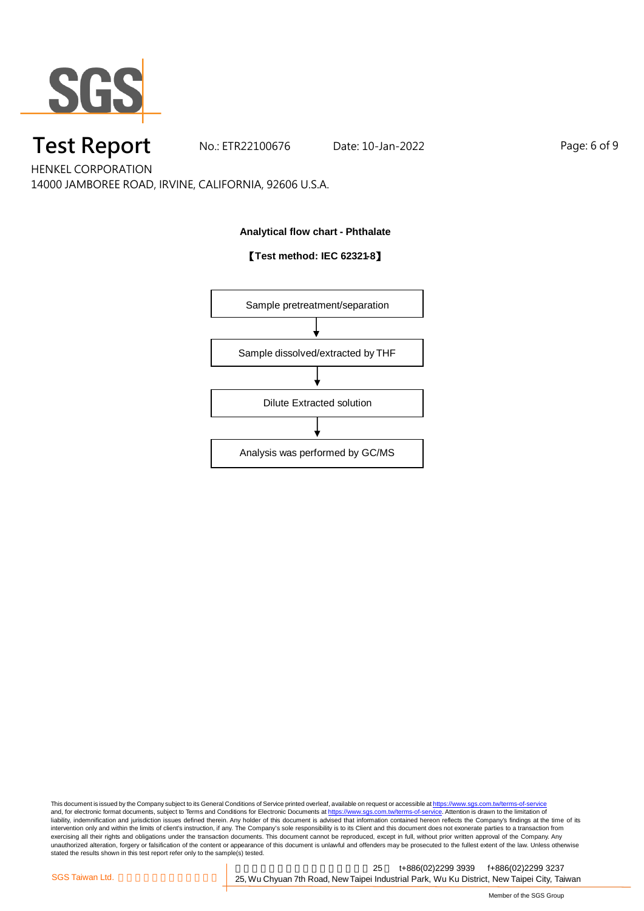HENKEL CORPORATION

14000 JAMBOREE ROAD, IRVINE, CALIFORNIA, 92606 U.S.A.

**Analytical flow chart - Phthalate**

**【Test method: IEC 62321-8】**

Sample pretreatment/separation

↓

Sample dissolved/extracted by THF

↓

Dilute Extracted solution

↓

Analysis was performed by GC/MS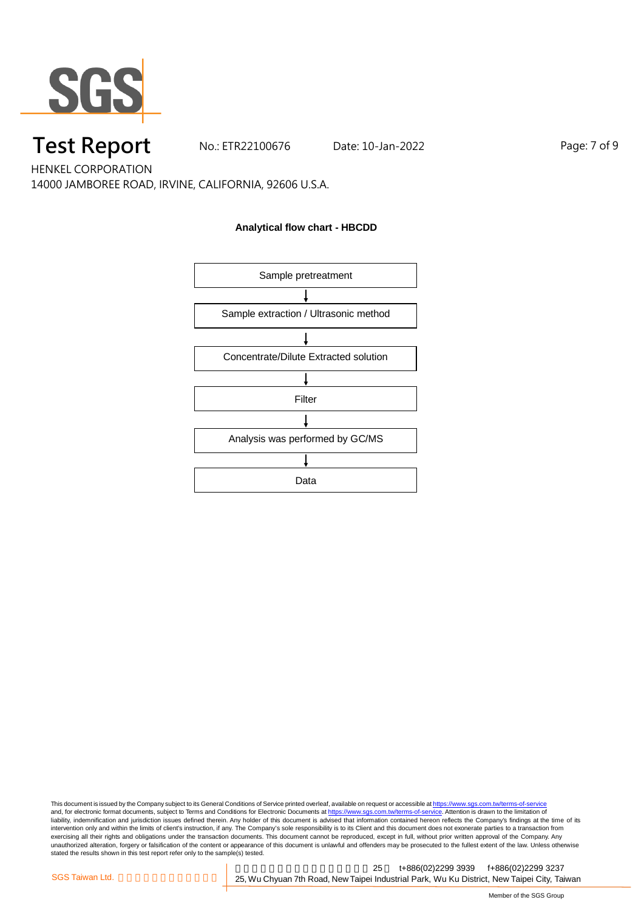# Test Report

No.: ETR22100676 Date: 10-Jan-2022

HENKEL CORPORATION

14000 JAMBOREE ROAD, IRVINE, CALIFORNIA, 92606 U.S.A.

**Analytical flow chart - HBCDD**

Sample pretreatment

↓

Sample extraction / Ultrasonic method

↓

Concentrate/Dilute Extracted solution

↓

Filter

↓

Analysis was performed by GC/MS

↓

Data

This document is issued by the Company subject to its General Conditions of Service printed overleaf, available on request or accessible at https://www.sgs.com.tw/terms-of-service and, for electronic format documents, subject to Terms and Conditions for Electronic Documents at https://www.sgs.com.tw/terms-of-service. Attention is drawn to the limitation of liability, indemnification and jurisdiction issues defined therein. Any holder of this document is advised that information contained hereon reflects the Company's findings at the time of its intervention only and within the limits of client's instruction, if any. The Company's sole responsibility is to its Client and this document does not exonerate parties to a transaction from exercising all their rights and obligations under the transaction documents. This document cannot be reproduced, except in full, without prior written approval of the Company. Any unauthorized alteration, forgery or falsification of the content or appearance of this document is unlawful and offenders may be prosecuted to the fullest extent of the law. Unless otherwise stated the results shown in this test report refer only to the sample(s) tested.

SGS Taiwan Ltd. | 25, Wu Chyuan 7th Road, New Taipei Industrial Park, Wu Ku District, New Taipei City, Taiwan | t+886(02)2299 3939 f+886(02)2299 3237

Member of the SGS Group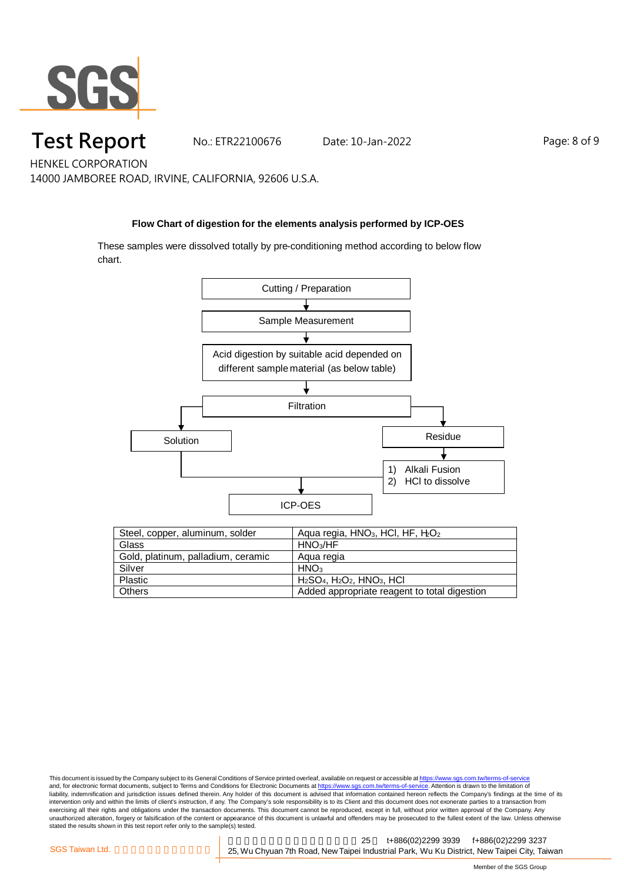**Flow Chart of digestion for the elements analysis performed by ICP-OES**

These samples were dissolved totally by pre-conditioning method according to below flow chart.

Cutting / Preparation
↓
Sample Measurement
↓
Acid digestion by suitable acid depended on different sample material (as below table)
↓
Filtration
→ Solution → ICP-OES
→ Residue → 1) Alkali Fusion 2) HCl to dissolve → ICP-OES

| Steel, copper, aluminum, solder | Aqua regia, $HNO_3$, HCl, HF, $H_2O_2$ |
|---|---|
| Glass | $HNO_3$/HF |
| Gold, platinum, palladium, ceramic | Aqua regia |
| Silver | $HNO_3$ |
| Plastic | $H_2SO_4$, $H_2O_2$, $HNO_3$, HCl |
| Others | Added appropriate reagent to total digestion |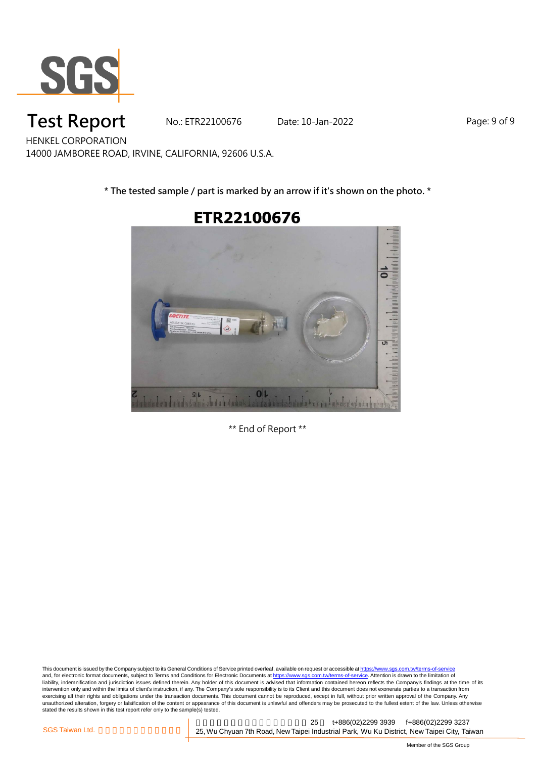# Test Report

No.: ETR22100676 Date: 10-Jan-2022

HENKEL CORPORATION
14000 JAMBOREE ROAD, IRVINE, CALIFORNIA, 92606 U.S.A.

**\* The tested sample / part is marked by an arrow if it's shown on the photo. \***

**ETR22100676**

** End of Report **

This document is issued by the Company subject to its General Conditions of Service printed overleaf, available on request or accessible at https://www.sgs.com.tw/terms-of-service and, for electronic format documents, subject to Terms and Conditions for Electronic Documents at https://www.sgs.com.tw/terms-of-service. Attention is drawn to the limitation of liability, indemnification and jurisdiction issues defined therein. Any holder of this document is advised that information contained hereon reflects the Company's findings at the time of its intervention only and within the limits of client's instruction, if any. The Company's sole responsibility is to its Client and this document does not exonerate parties to a transaction from exercising all their rights and obligations under the transaction documents. This document cannot be reproduced, except in full, without prior written approval of the Company. Any unauthorized alteration, forgery or falsification of the content or appearance of this document is unlawful and offenders may be prosecuted to the fullest extent of the law. Unless otherwise stated the results shown in this test report refer only to the sample(s) tested.

SGS Taiwan Ltd. | 25, Wu Chyuan 7th Road, New Taipei Industrial Park, Wu Ku District, New Taipei City, Taiwan | t+886(02)2299 3939 | f+886(02)2299 3237

Member of the SGS Group